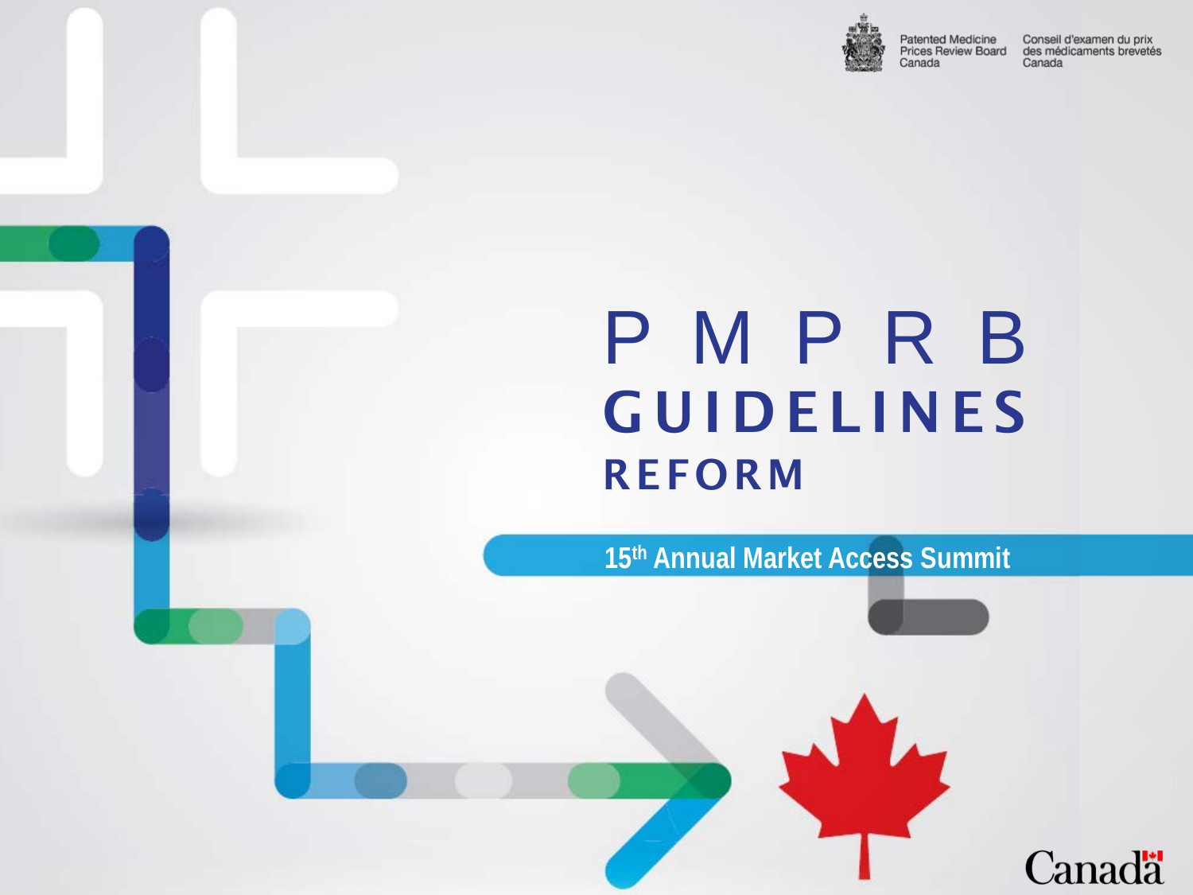Patented Medicine Prices Review Board Canada

Conseil d'examen du prix des médicaments brevetés Canada

# PMPRB GUIDELINES REFORM

**15th Annual Market Access Summit**

Canada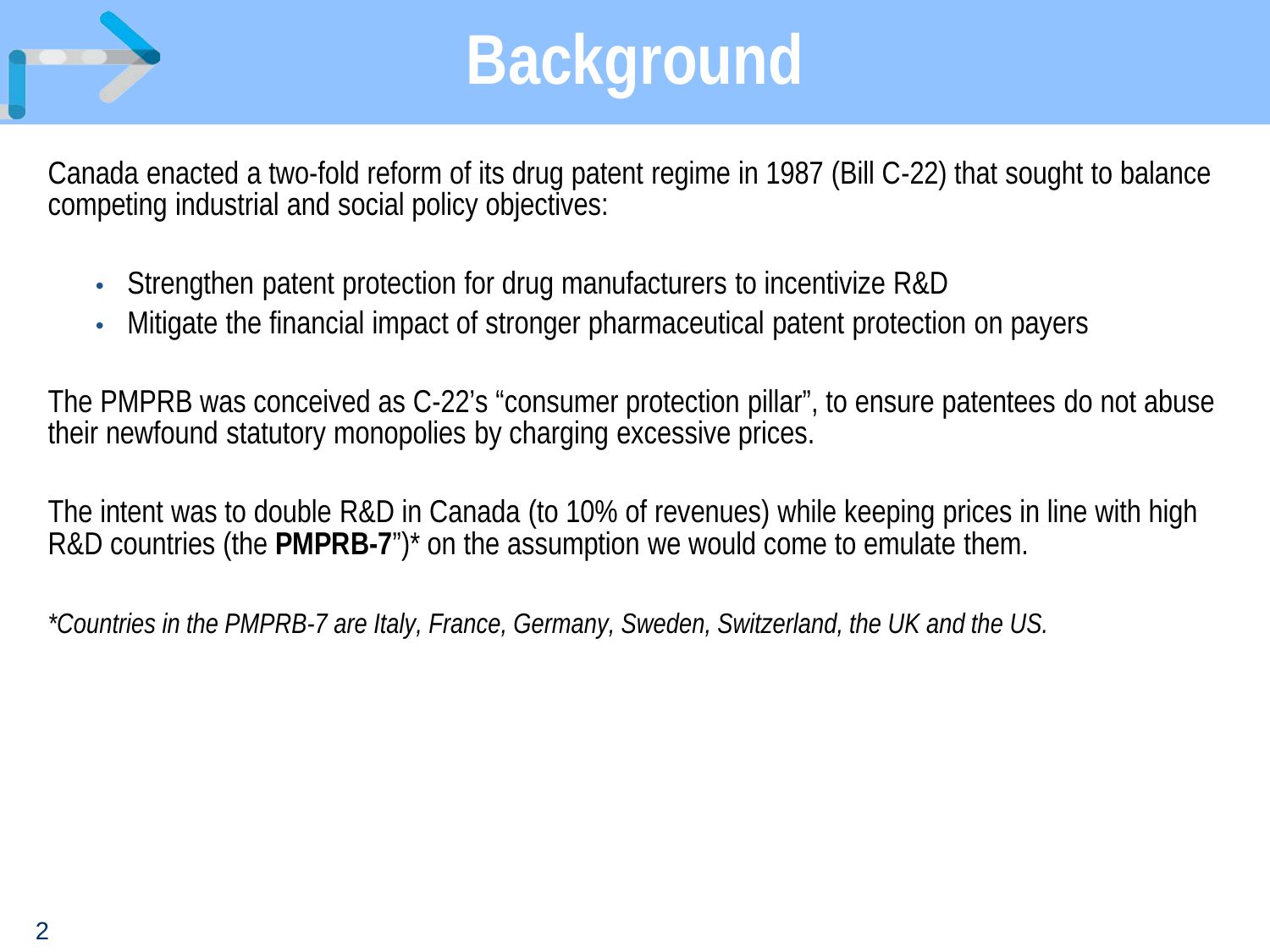# Background

Canada enacted a two-fold reform of its drug patent regime in 1987 (Bill C-22) that sought to balance competing industrial and social policy objectives:

- Strengthen patent protection for drug manufacturers to incentivize R&D
- Mitigate the financial impact of stronger pharmaceutical patent protection on payers

The PMPRB was conceived as C-22's "consumer protection pillar", to ensure patentees do not abuse their newfound statutory monopolies by charging excessive prices.

The intent was to double R&D in Canada (to 10% of revenues) while keeping prices in line with high R&D countries (the **PMPRB-7**")* on the assumption we would come to emulate them.

*\*Countries in the PMPRB-7 are Italy, France, Germany, Sweden, Switzerland, the UK and the US.*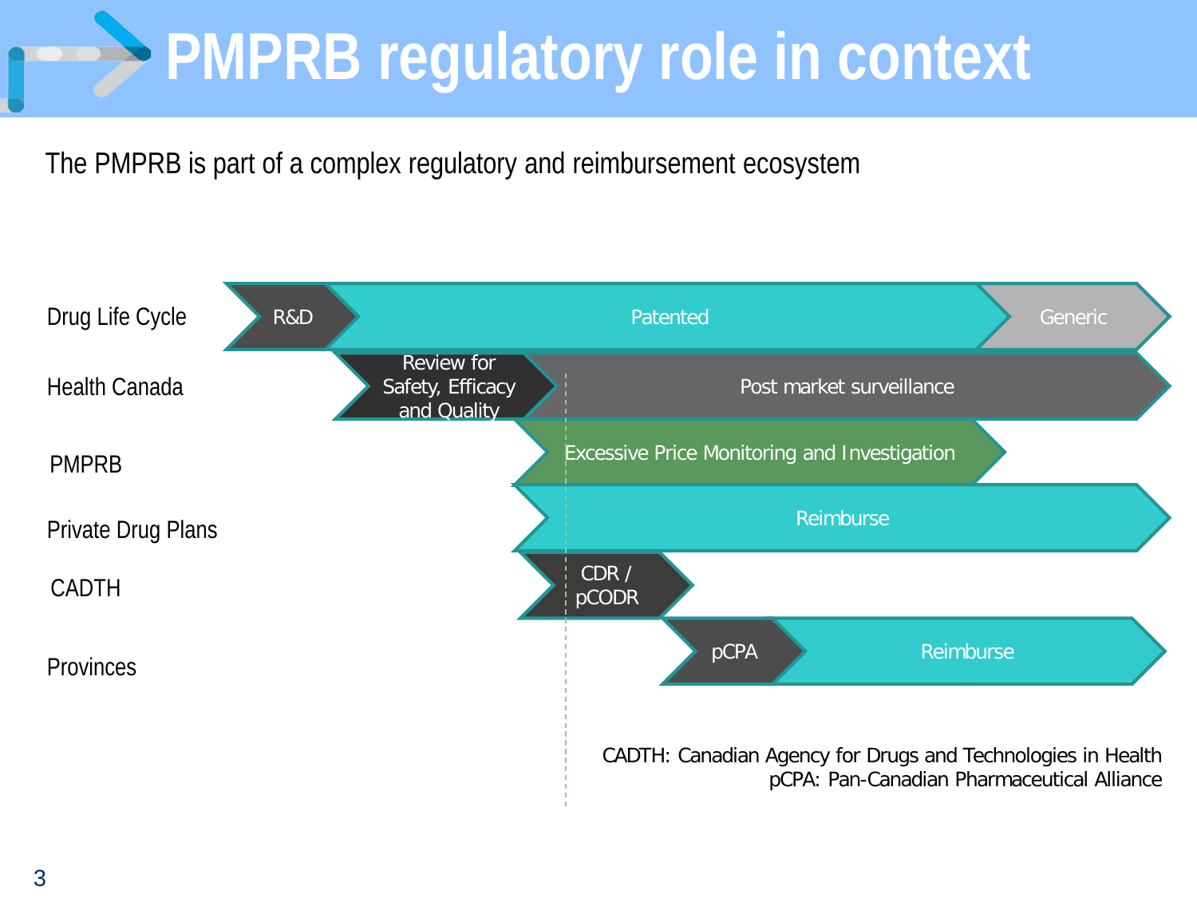# PMPRB regulatory role in context

The PMPRB is part of a complex regulatory and reimbursement ecosystem

| | | | | |
|---|---|---|---|---|
| Drug Life Cycle | R&D | Patented | | Generic |
| Health Canada | | Review for Safety, Efficacy and Quality | Post market surveillance | |
| PMPRB | | | Excessive Price Monitoring and Investigation | |
| Private Drug Plans | | | Reimburse | |
| CADTH | | | CDR / pCODR | |
| Provinces | | | pCPA | Reimburse |

CADTH: Canadian Agency for Drugs and Technologies in Health
pCPA: Pan-Canadian Pharmaceutical Alliance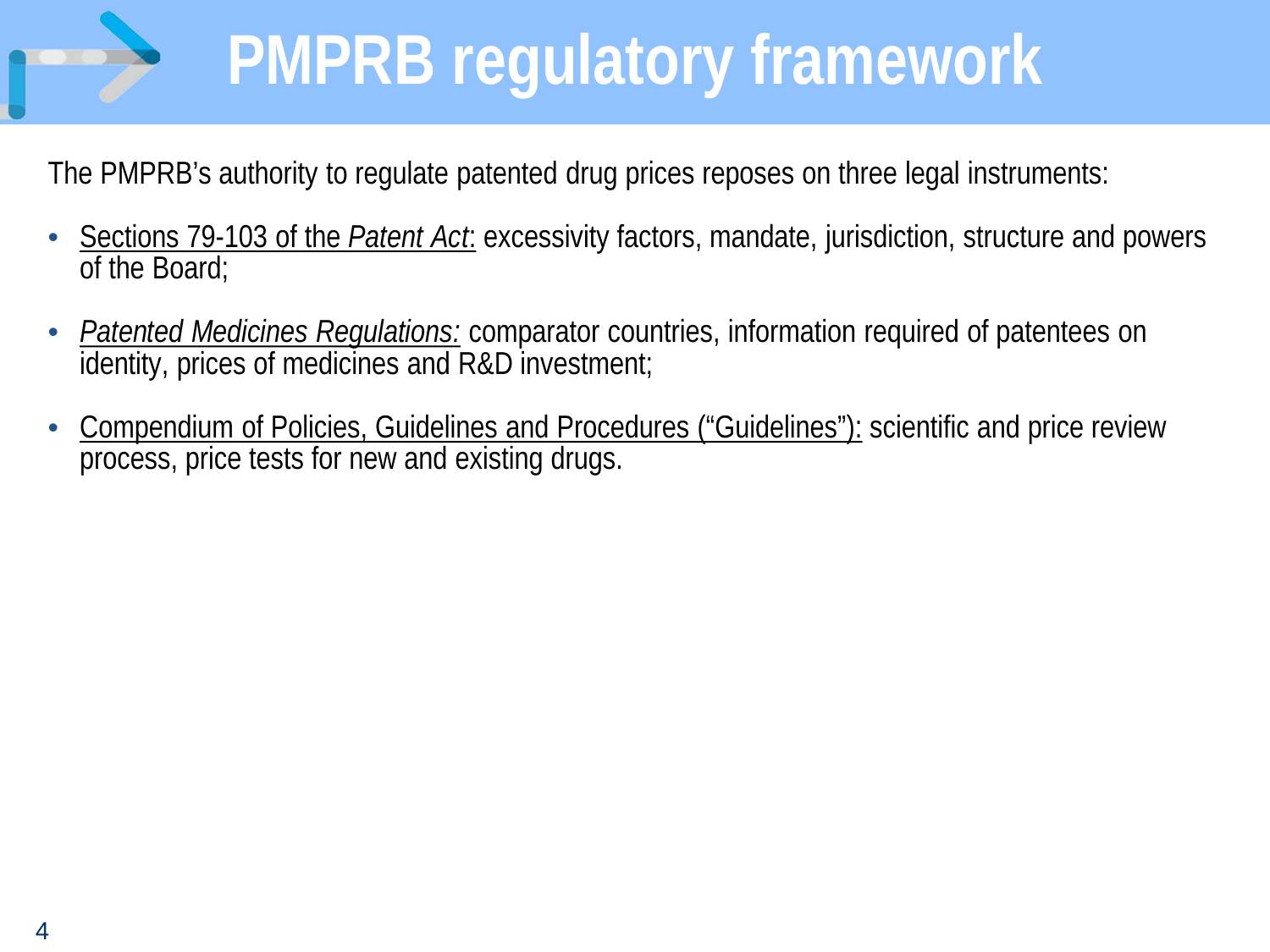# PMPRB regulatory framework

The PMPRB's authority to regulate patented drug prices reposes on three legal instruments:

- Sections 79-103 of the *Patent Act*: excessivity factors, mandate, jurisdiction, structure and powers of the Board;
- *Patented Medicines Regulations:* comparator countries, information required of patentees on identity, prices of medicines and R&D investment;
- Compendium of Policies, Guidelines and Procedures ("Guidelines"): scientific and price review process, price tests for new and existing drugs.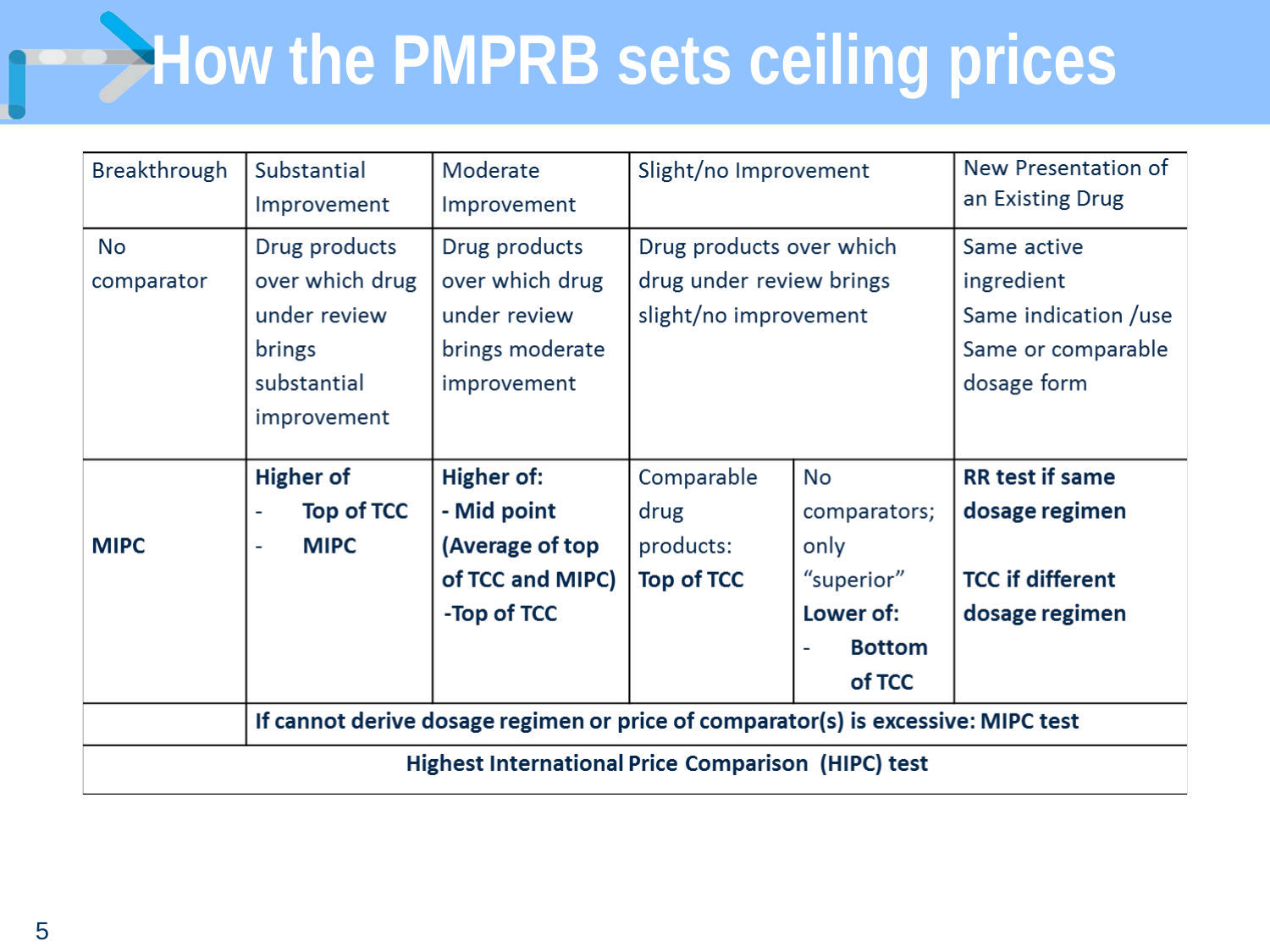# How the PMPRB sets ceiling prices

| Breakthrough | Substantial Improvement | Moderate Improvement | Slight/no Improvement | | New Presentation of an Existing Drug |
|---|---|---|---|---|---|
| No comparator | Drug products over which drug under review brings substantial improvement | Drug products over which drug under review brings moderate improvement | Drug products over which drug under review brings slight/no improvement | | Same active ingredient<br>Same indication /use<br>Same or comparable dosage form |
| **MIPC** | **Higher of**<br>- **Top of TCC**<br>- **MIPC** | **Higher of:**<br>**- Mid point (Average of top of TCC and MIPC)**<br>**-Top of TCC** | Comparable drug products: **Top of TCC** | No comparators; only "superior" **Lower of:**<br>- **Bottom of TCC** | **RR test if same dosage regimen**<br><br>**TCC if different dosage regimen** |
| | **If cannot derive dosage regimen or price of comparator(s) is excessive: MIPC test** | | | | |
| **Highest International Price Comparison (HIPC) test** | | | | | |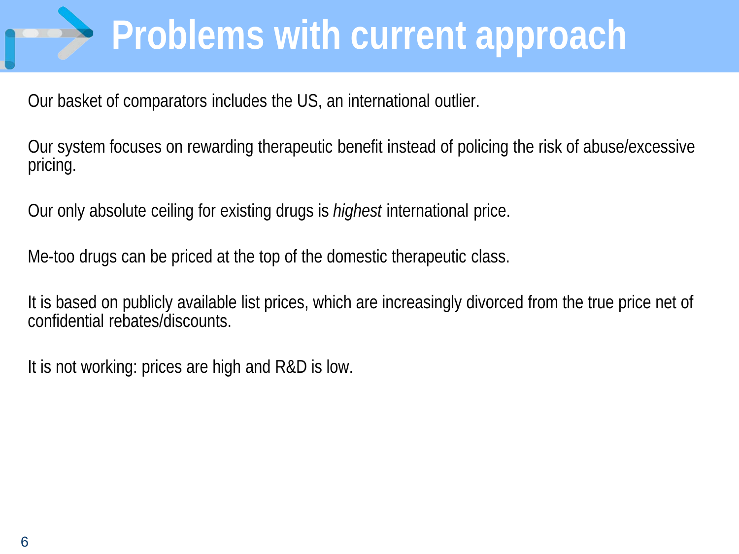# Problems with current approach

Our basket of comparators includes the US, an international outlier.

Our system focuses on rewarding therapeutic benefit instead of policing the risk of abuse/excessive pricing.

Our only absolute ceiling for existing drugs is *highest* international price.

Me-too drugs can be priced at the top of the domestic therapeutic class.

It is based on publicly available list prices, which are increasingly divorced from the true price net of confidential rebates/discounts.

It is not working: prices are high and R&D is low.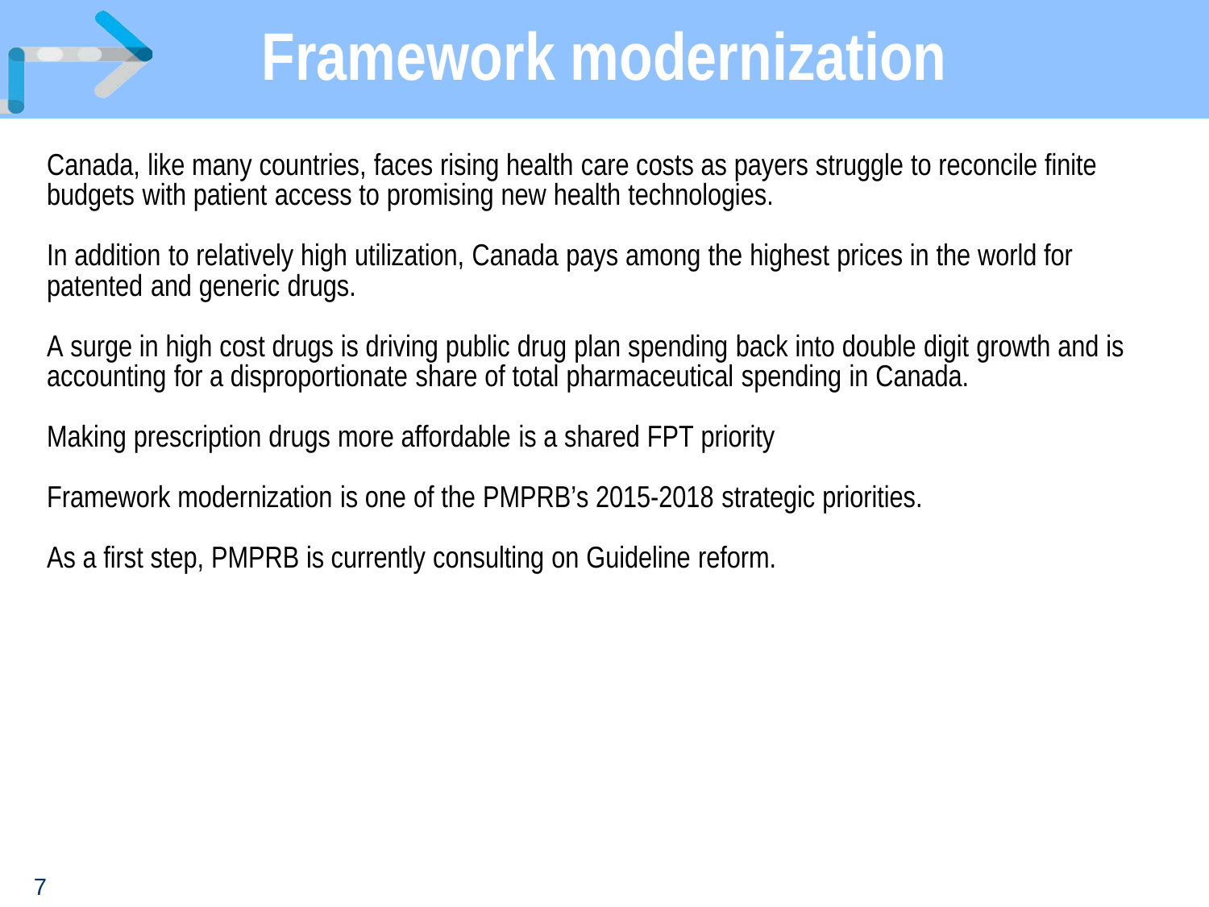# Framework modernization

Canada, like many countries, faces rising health care costs as payers struggle to reconcile finite budgets with patient access to promising new health technologies.

In addition to relatively high utilization, Canada pays among the highest prices in the world for patented and generic drugs.

A surge in high cost drugs is driving public drug plan spending back into double digit growth and is accounting for a disproportionate share of total pharmaceutical spending in Canada.

Making prescription drugs more affordable is a shared FPT priority

Framework modernization is one of the PMPRB's 2015-2018 strategic priorities.

As a first step, PMPRB is currently consulting on Guideline reform.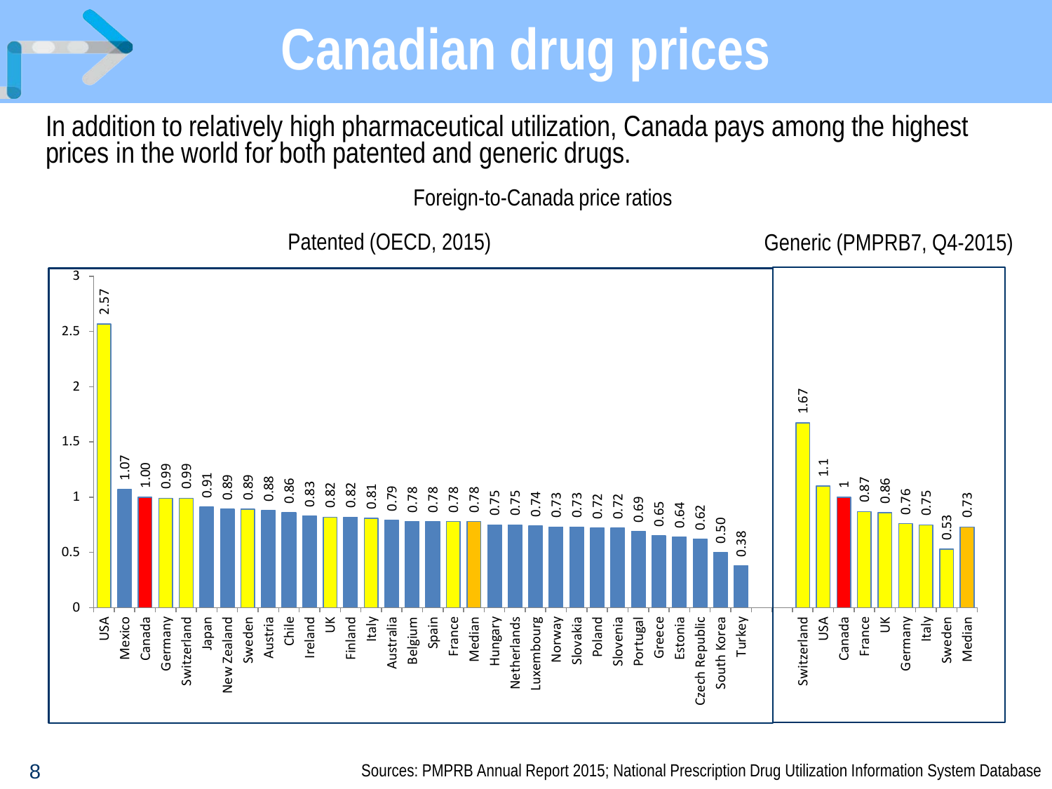# Canadian drug prices

In addition to relatively high pharmaceutical utilization, Canada pays among the highest prices in the world for both patented and generic drugs.

Foreign-to-Canada price ratios

Patented (OECD, 2015)

| Country | Ratio |
|---|---|
| USA | 2.57 |
| Mexico | 1.07 |
| Canada | 1.00 |
| Germany | 0.99 |
| Switzerland | 0.99 |
| Japan | 0.91 |
| New Zealand | 0.89 |
| Sweden | 0.89 |
| Austria | 0.88 |
| Chile | 0.86 |
| Ireland | 0.83 |
| UK | 0.82 |
| Finland | 0.82 |
| Italy | 0.81 |
| Australia | 0.79 |
| Belgium | 0.78 |
| Spain | 0.78 |
| France | 0.78 |
| Median | 0.78 |
| Hungary | 0.75 |
| Netherlands | 0.75 |
| Luxembourg | 0.74 |
| Norway | 0.73 |
| Slovakia | 0.73 |
| Poland | 0.72 |
| Slovenia | 0.72 |
| Portugal | 0.69 |
| Greece | 0.65 |
| Estonia | 0.64 |
| Czech Republic | 0.62 |
| South Korea | 0.50 |
| Turkey | 0.38 |

Generic (PMPRB7, Q4-2015)

| Country | Ratio |
|---|---|
| Switzerland | 1.67 |
| USA | 1.1 |
| Canada | 1 |
| France | 0.87 |
| UK | 0.86 |
| Germany | 0.76 |
| Italy | 0.75 |
| Sweden | 0.53 |
| Median | 0.73 |

Sources: PMPRB Annual Report 2015; National Prescription Drug Utilization Information System Database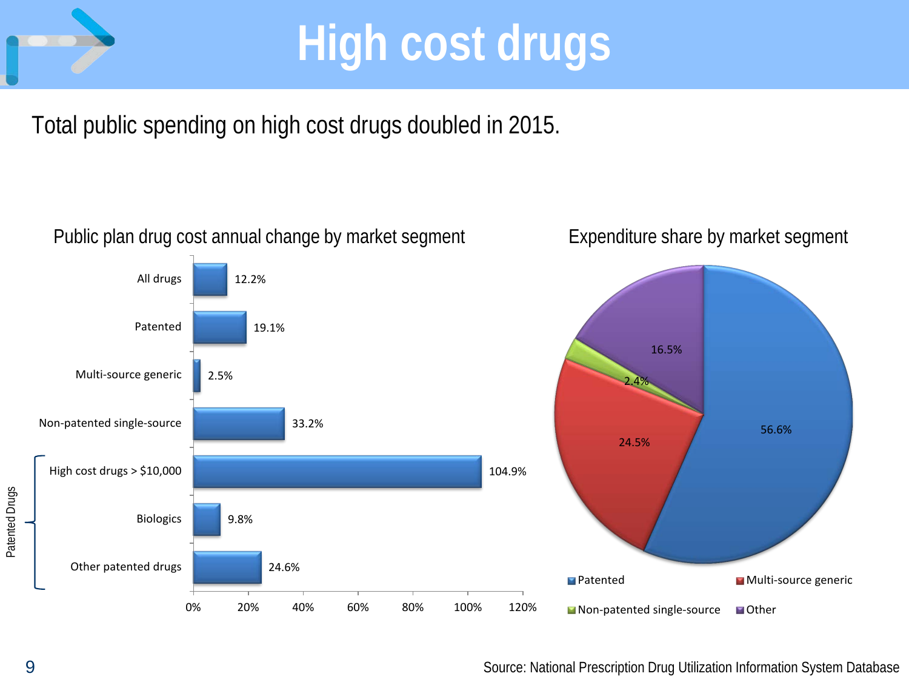# High cost drugs

Total public spending on high cost drugs doubled in 2015.

### Public plan drug cost annual change by market segment

| Market segment | Annual change |
|---|---|
| All drugs | 12.2% |
| Patented | 19.1% |
| Multi-source generic | 2.5% |
| Non-patented single-source | 33.2% |
| High cost drugs > $10,000 (Patented Drugs) | 104.9% |
| Biologics (Patented Drugs) | 9.8% |
| Other patented drugs (Patented Drugs) | 24.6% |

### Expenditure share by market segment

| Market segment | Share |
|---|---|
| Patented | 56.6% |
| Multi-source generic | 24.5% |
| Non-patented single-source | 2.4% |
| Other | 16.5% |

Source: National Prescription Drug Utilization Information System Database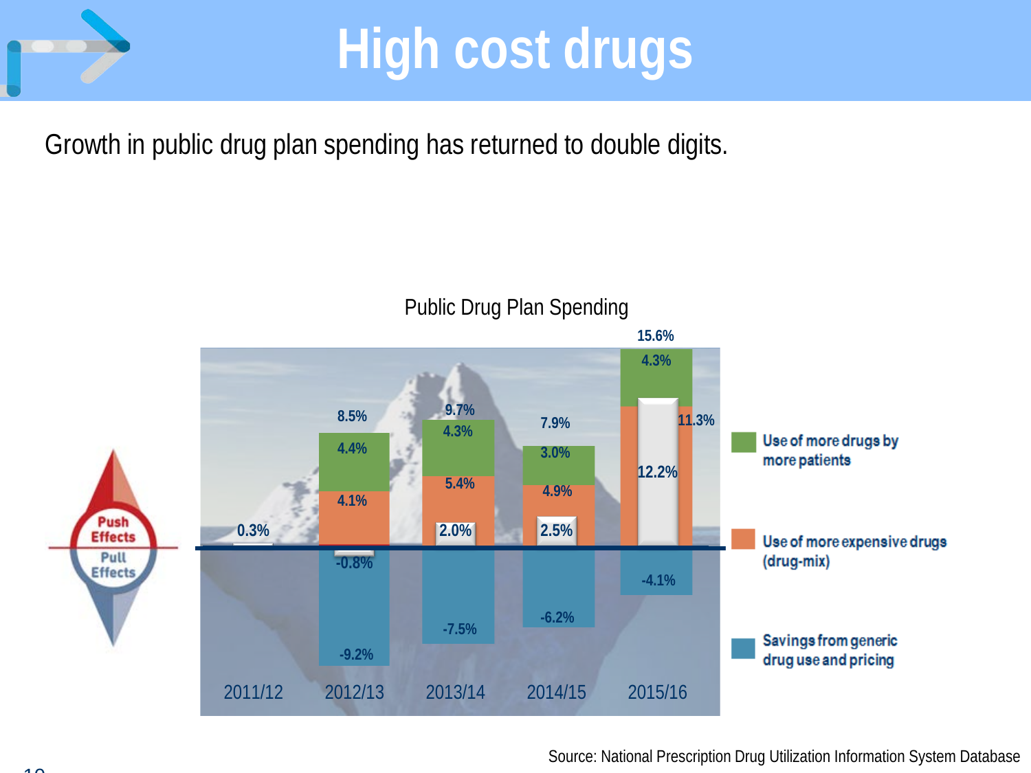# High cost drugs

Growth in public drug plan spending has returned to double digits.

Public Drug Plan Spending

| | 2011/12 | 2012/13 | 2013/14 | 2014/15 | 2015/16 |
|---|---|---|---|---|---|
| Total | 0.3% | 8.5% | 9.7% | 7.9% | 15.6% |
| Use of more drugs by more patients | | 4.4% | 4.3% | 3.0% | 4.3% |
| Use of more expensive drugs (drug-mix) | | 4.1% | 5.4% | 4.9% | 11.3% |
| Net push/pull | 0.3% | -0.8% | 2.0% | 2.5% | 12.2% |
| Savings from generic drug use and pricing | | -9.2% | -7.5% | -6.2% | -4.1% |

Push Effects / Pull Effects

Source: National Prescription Drug Utilization Information System Database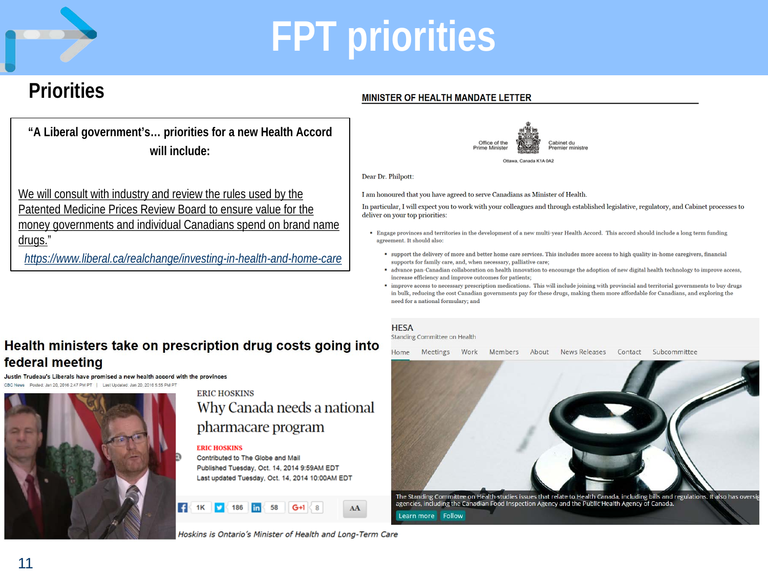# FPT priorities

## Priorities

"A Liberal government's… priorities for a new Health Accord will include:

We will consult with industry and review the rules used by the Patented Medicine Prices Review Board to ensure value for the money governments and individual Canadians spend on brand name drugs."

https://www.liberal.ca/realchange/investing-in-health-and-home-care

### MINISTER OF HEALTH MANDATE LETTER

Office of the Prime Minister — Cabinet du Premier ministre

Ottawa, Canada K1A 0A2

Dear Dr. Philpott:

I am honoured that you have agreed to serve Canadians as Minister of Health.

In particular, I will expect you to work with your colleagues and through established legislative, regulatory, and Cabinet processes to deliver on your top priorities:

- Engage provinces and territories in the development of a new multi-year Health Accord. This accord should include a long term funding agreement. It should also:
  - support the delivery of more and better home care services. This includes more access to high quality in-home caregivers, financial supports for family care, and, when necessary, palliative care;
  - advance pan-Canadian collaboration on health innovation to encourage the adoption of new digital health technology to improve access, increase efficiency and improve outcomes for patients;
  - improve access to necessary prescription medications. This will include joining with provincial and territorial governments to buy drugs in bulk, reducing the cost Canadian governments pay for these drugs, making them more affordable for Canadians, and exploring the need for a national formulary; and

### Health ministers take on prescription drug costs going into federal meeting

Justin Trudeau's Liberals have promised a new health accord with the provinces

CBC News Posted: Jan 20, 2016 2:47 PM PT | Last Updated: Jan 20, 2016 5:55 PM PT

ERIC HOSKINS

### Why Canada needs a national pharmacare program

ERIC HOSKINS
Contributed to The Globe and Mail
Published Tuesday, Oct. 14, 2014 9:59AM EDT
Last updated Tuesday, Oct. 14, 2014 10:00AM EDT

*Hoskins is Ontario's Minister of Health and Long-Term Care*

HESA
Standing Committee on Health

Home | Meetings | Work | Members | About | News Releases | Contact | Subcommittee

The Standing Committee on Health studies issues that relate to Health Canada, including bills and regulations. It also has oversig agencies, including the Canadian Food Inspection Agency and the Public Health Agency of Canada.

Learn more | Follow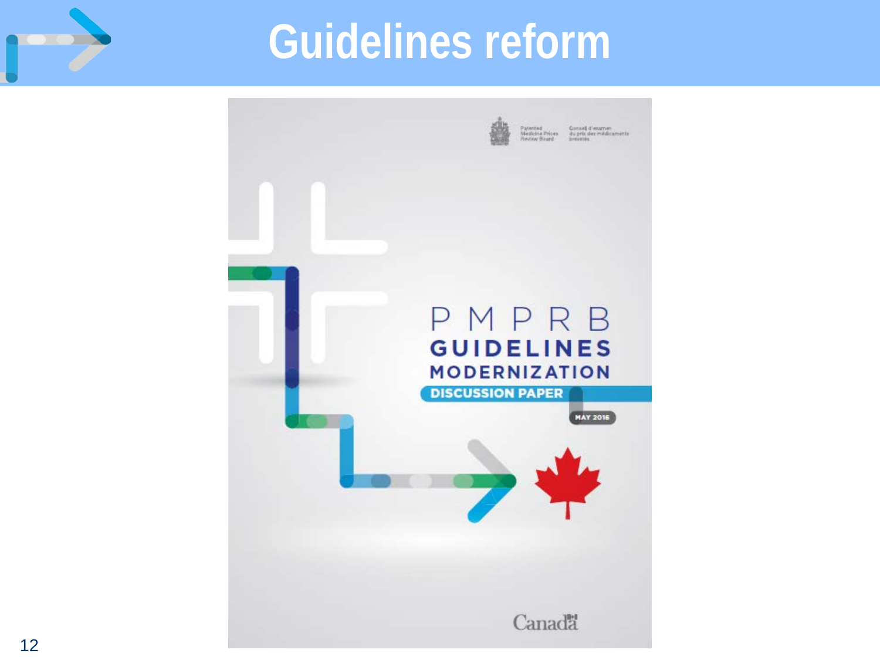# Guidelines reform

Patented Medicine Prices Review Board | Conseil d'examen du prix des médicaments brevetés

PMPRB
GUIDELINES
MODERNIZATION
DISCUSSION PAPER
MAY 2016

Canada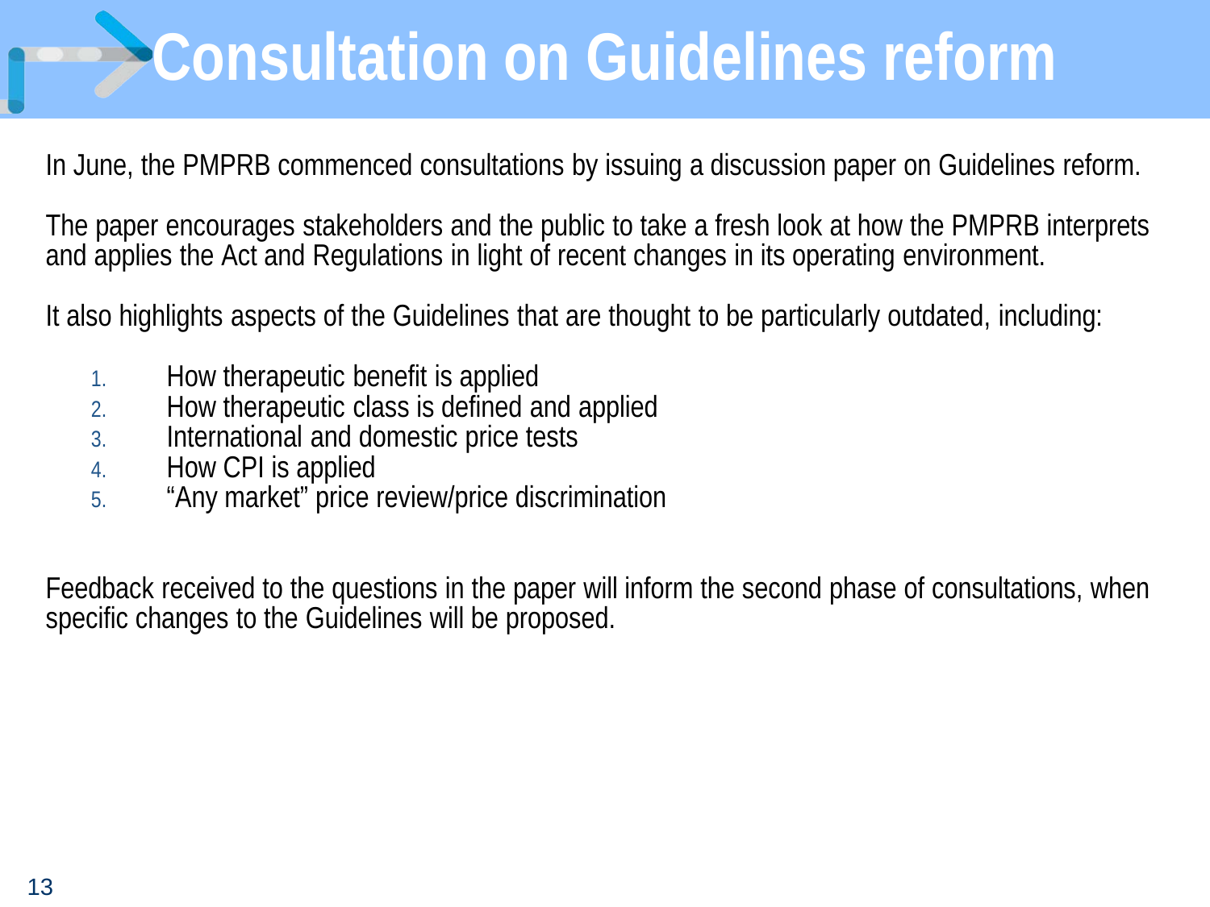# Consultation on Guidelines reform

In June, the PMPRB commenced consultations by issuing a discussion paper on Guidelines reform.

The paper encourages stakeholders and the public to take a fresh look at how the PMPRB interprets and applies the Act and Regulations in light of recent changes in its operating environment.

It also highlights aspects of the Guidelines that are thought to be particularly outdated, including:

1. How therapeutic benefit is applied
2. How therapeutic class is defined and applied
3. International and domestic price tests
4. How CPI is applied
5. "Any market" price review/price discrimination

Feedback received to the questions in the paper will inform the second phase of consultations, when specific changes to the Guidelines will be proposed.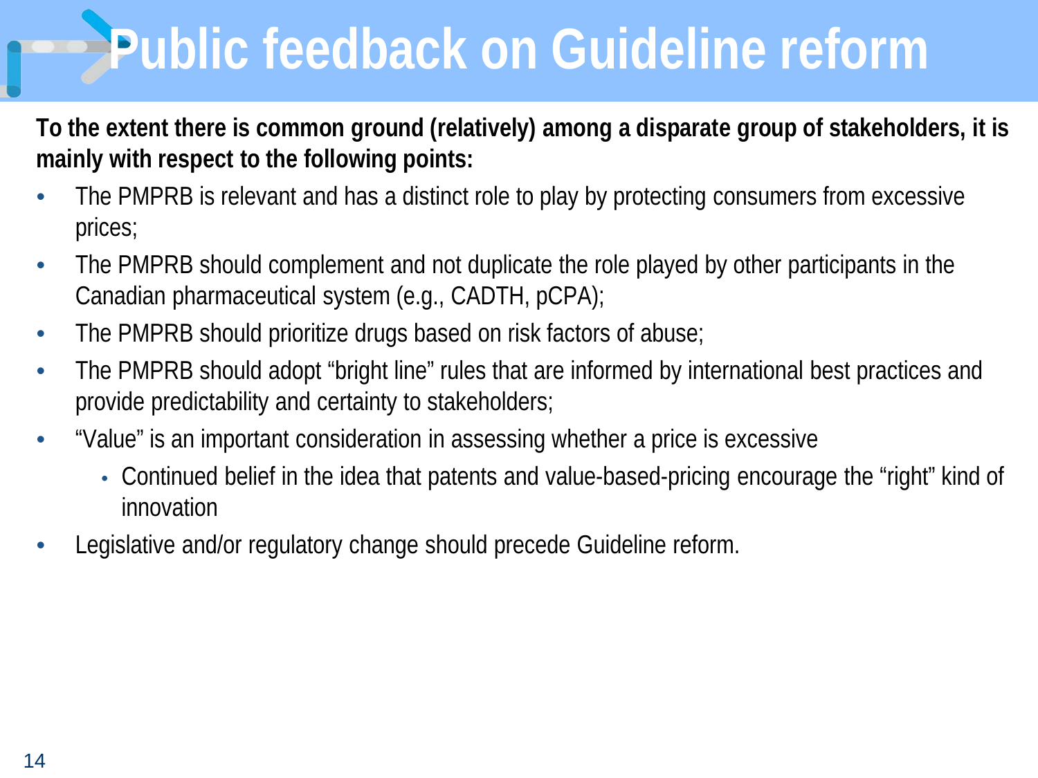# Public feedback on Guideline reform

**To the extent there is common ground (relatively) among a disparate group of stakeholders, it is mainly with respect to the following points:**

- The PMPRB is relevant and has a distinct role to play by protecting consumers from excessive prices;
- The PMPRB should complement and not duplicate the role played by other participants in the Canadian pharmaceutical system (e.g., CADTH, pCPA);
- The PMPRB should prioritize drugs based on risk factors of abuse;
- The PMPRB should adopt “bright line” rules that are informed by international best practices and provide predictability and certainty to stakeholders;
- “Value” is an important consideration in assessing whether a price is excessive
  - Continued belief in the idea that patents and value-based-pricing encourage the “right” kind of innovation
- Legislative and/or regulatory change should precede Guideline reform.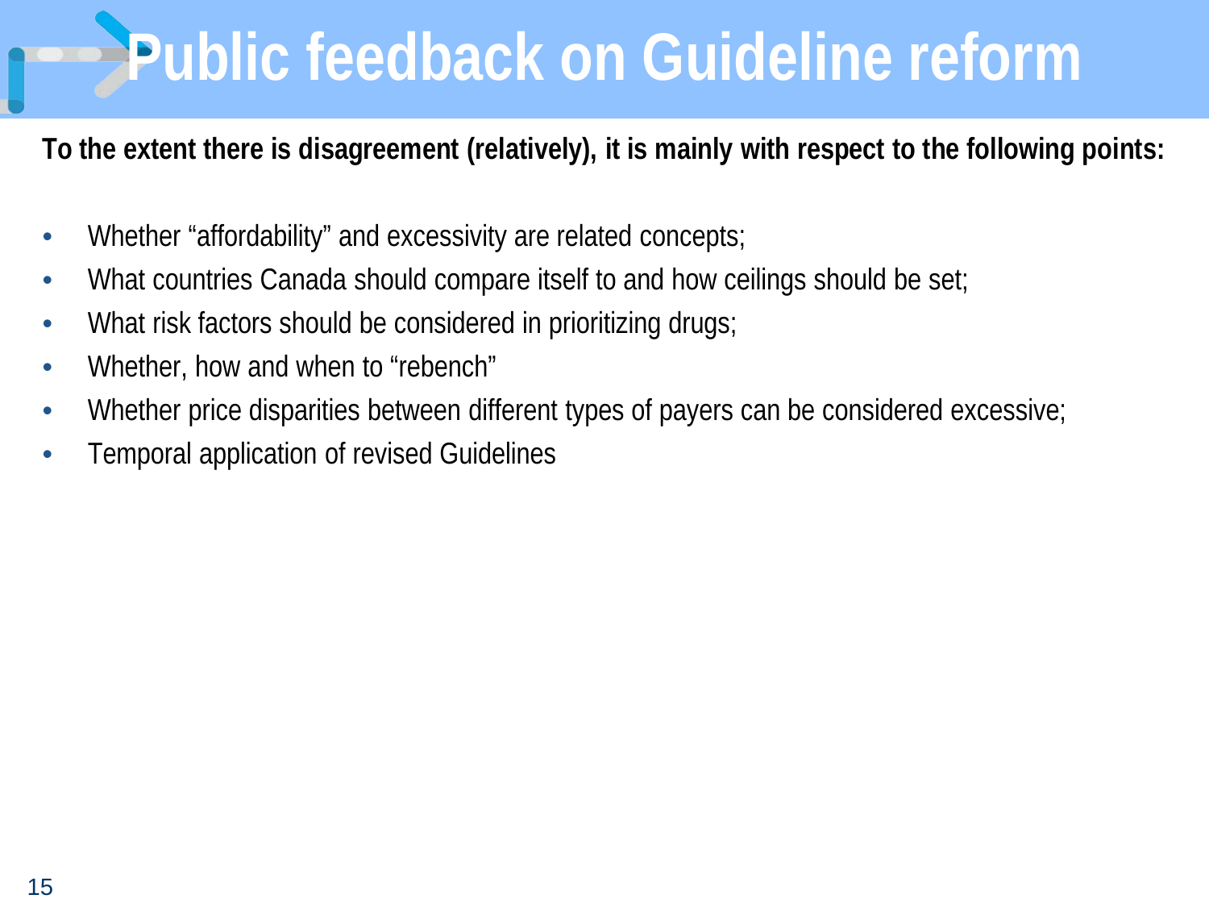# Public feedback on Guideline reform

**To the extent there is disagreement (relatively), it is mainly with respect to the following points:**

- Whether “affordability” and excessivity are related concepts;
- What countries Canada should compare itself to and how ceilings should be set;
- What risk factors should be considered in prioritizing drugs;
- Whether, how and when to “rebench”
- Whether price disparities between different types of payers can be considered excessive;
- Temporal application of revised Guidelines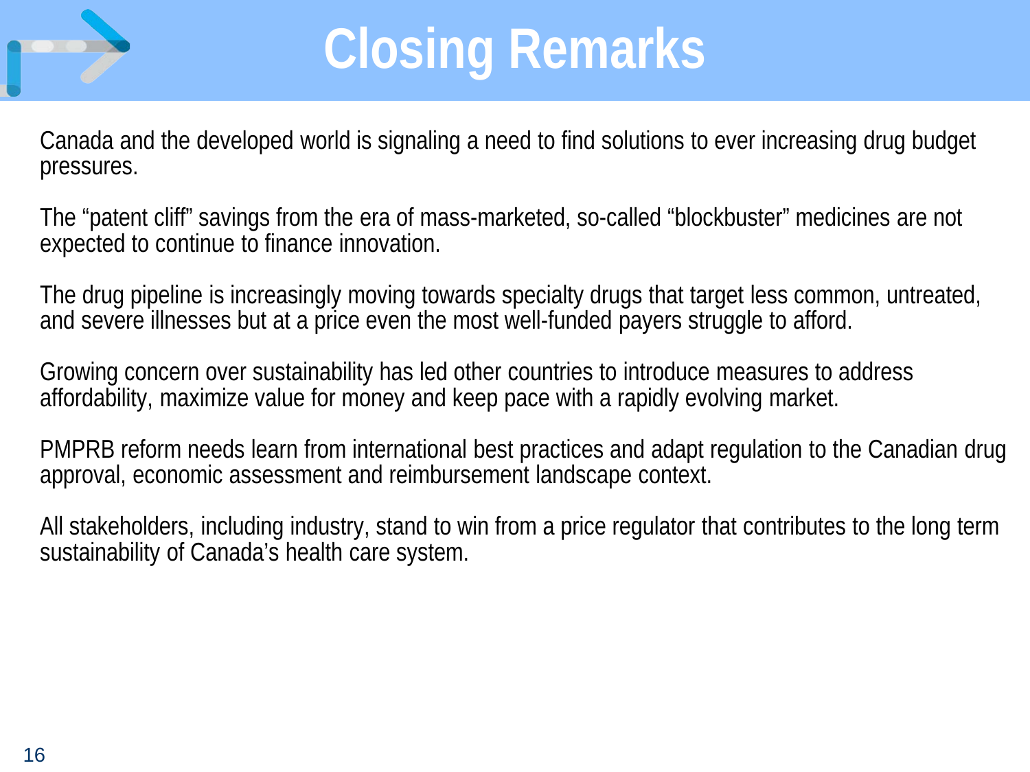# Closing Remarks

Canada and the developed world is signaling a need to find solutions to ever increasing drug budget pressures.

The “patent cliff” savings from the era of mass-marketed, so-called “blockbuster” medicines are not expected to continue to finance innovation.

The drug pipeline is increasingly moving towards specialty drugs that target less common, untreated, and severe illnesses but at a price even the most well-funded payers struggle to afford.

Growing concern over sustainability has led other countries to introduce measures to address affordability, maximize value for money and keep pace with a rapidly evolving market.

PMPRB reform needs learn from international best practices and adapt regulation to the Canadian drug approval, economic assessment and reimbursement landscape context.

All stakeholders, including industry, stand to win from a price regulator that contributes to the long term sustainability of Canada’s health care system.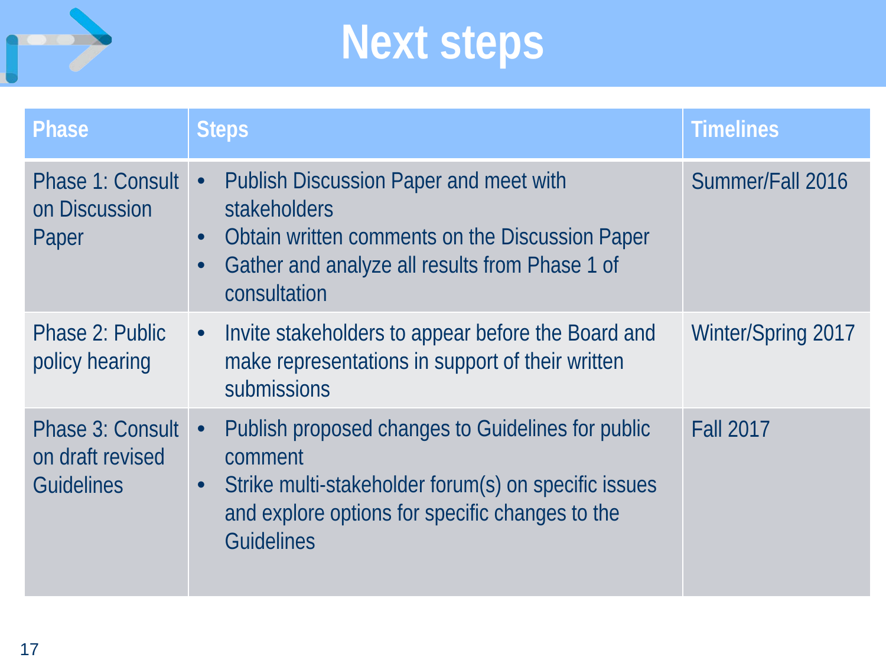# Next steps

| Phase | Steps | Timelines |
|---|---|---|
| Phase 1: Consult on Discussion Paper | • Publish Discussion Paper and meet with stakeholders<br>• Obtain written comments on the Discussion Paper<br>• Gather and analyze all results from Phase 1 of consultation | Summer/Fall 2016 |
| Phase 2: Public policy hearing | • Invite stakeholders to appear before the Board and make representations in support of their written submissions | Winter/Spring 2017 |
| Phase 3: Consult on draft revised Guidelines | • Publish proposed changes to Guidelines for public comment<br>• Strike multi-stakeholder forum(s) on specific issues and explore options for specific changes to the Guidelines | Fall 2017 |